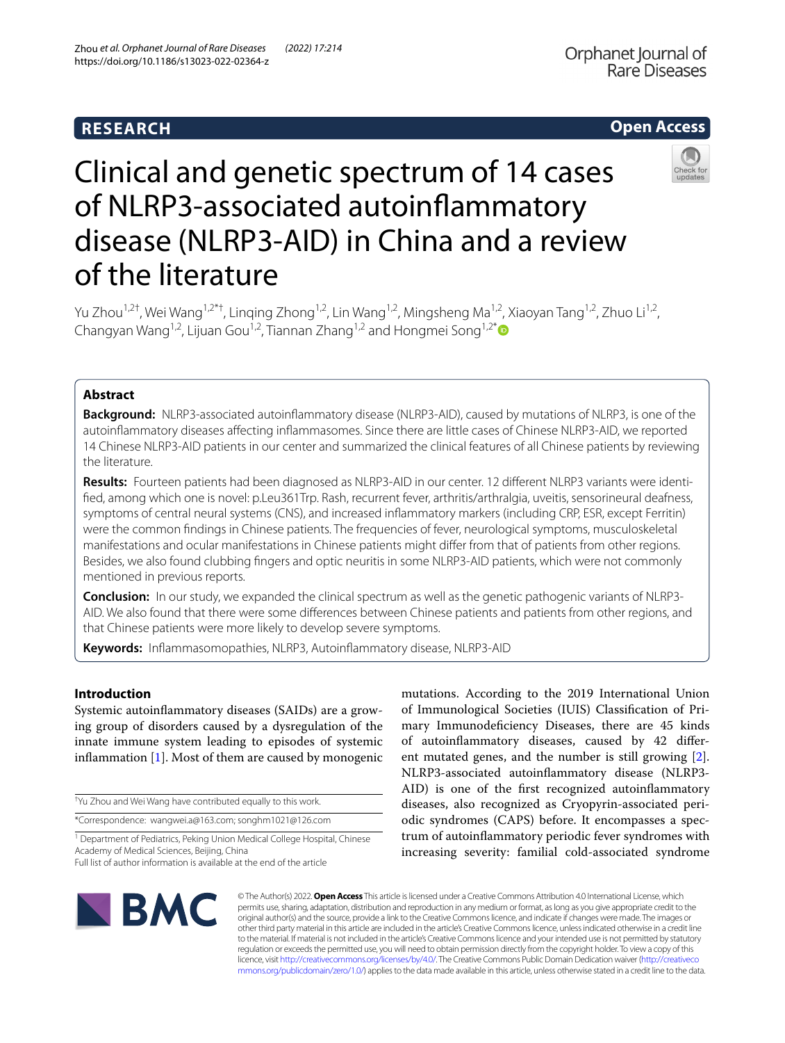RESEARCH

Open Access

# Clinical and genetic spectrum of 14 cases of NLRP3-associated autoinflammatory disease (NLRP3-AID) in China and a review of the literature

Yu Zhou[1,2†], Wei Wang[1,2*†], Linqing Zhong[1,2], Lin Wang[1,2], Mingsheng Ma[1,2], Xiaoyan Tang[1,2], Zhuo Li[1,2], Changyan Wang[1,2], Lijuan Gou[1,2], Tiannan Zhang[1,2] and Hongmei Song[1,2*]

## Abstract

**Background:** NLRP3-associated autoinflammatory disease (NLRP3-AID), caused by mutations of NLRP3, is one of the autoinflammatory diseases affecting inflammasomes. Since there are little cases of Chinese NLRP3-AID, we reported 14 Chinese NLRP3-AID patients in our center and summarized the clinical features of all Chinese patients by reviewing the literature.

**Results:** Fourteen patients had been diagnosed as NLRP3-AID in our center. 12 different NLRP3 variants were identified, among which one is novel: p.Leu361Trp. Rash, recurrent fever, arthritis/arthralgia, uveitis, sensorineural deafness, symptoms of central neural systems (CNS), and increased inflammatory markers (including CRP, ESR, except Ferritin) were the common findings in Chinese patients. The frequencies of fever, neurological symptoms, musculoskeletal manifestations and ocular manifestations in Chinese patients might differ from that of patients from other regions. Besides, we also found clubbing fingers and optic neuritis in some NLRP3-AID patients, which were not commonly mentioned in previous reports.

**Conclusion:** In our study, we expanded the clinical spectrum as well as the genetic pathogenic variants of NLRP3-AID. We also found that there were some differences between Chinese patients and patients from other regions, and that Chinese patients were more likely to develop severe symptoms.

**Keywords:** Inflammasomopathies, NLRP3, Autoinflammatory disease, NLRP3-AID

## Introduction

Systemic autoinflammatory diseases (SAIDs) are a growing group of disorders caused by a dysregulation of the innate immune system leading to episodes of systemic inflammation [1]. Most of them are caused by monogenic mutations. According to the 2019 International Union of Immunological Societies (IUIS) Classification of Primary Immunodeficiency Diseases, there are 45 kinds of autoinflammatory diseases, caused by 42 different mutated genes, and the number is still growing [2]. NLRP3-associated autoinflammatory disease (NLRP3-AID) is one of the first recognized autoinflammatory diseases, also recognized as Cryopyrin-associated periodic syndromes (CAPS) before. It encompasses a spectrum of autoinflammatory periodic fever syndromes with increasing severity: familial cold-associated syndrome

†Yu Zhou and Wei Wang have contributed equally to this work.

*Correspondence: wangwei.a@163.com; songhm1021@126.com

[1] Department of Pediatrics, Peking Union Medical College Hospital, Chinese Academy of Medical Sciences, Beijing, China

Full list of author information is available at the end of the article

© The Author(s) 2022. **Open Access** This article is licensed under a Creative Commons Attribution 4.0 International License, which permits use, sharing, adaptation, distribution and reproduction in any medium or format, as long as you give appropriate credit to the original author(s) and the source, provide a link to the Creative Commons licence, and indicate if changes were made. The images or other third party material in this article are included in the article's Creative Commons licence, unless indicated otherwise in a credit line to the material. If material is not included in the article's Creative Commons licence and your intended use is not permitted by statutory regulation or exceeds the permitted use, you will need to obtain permission directly from the copyright holder. To view a copy of this licence, visit http://creativecommons.org/licenses/by/4.0/. The Creative Commons Public Domain Dedication waiver (http://creativecommons.org/publicdomain/zero/1.0/) applies to the data made available in this article, unless otherwise stated in a credit line to the data.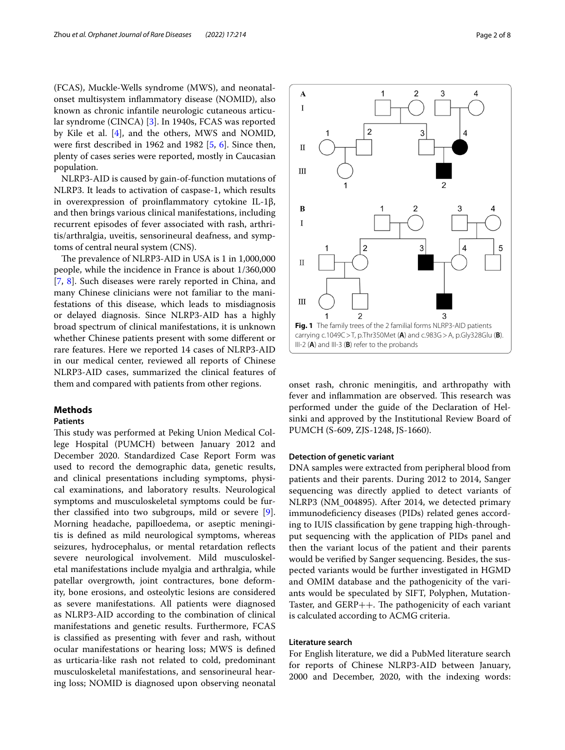(FCAS), Muckle-Wells syndrome (MWS), and neonatal-onset multisystem inflammatory disease (NOMID), also known as chronic infantile neurologic cutaneous articular syndrome (CINCA) [3]. In 1940s, FCAS was reported by Kile et al. [4], and the others, MWS and NOMID, were first described in 1962 and 1982 [5, 6]. Since then, plenty of cases series were reported, mostly in Caucasian population.

NLRP3-AID is caused by gain-of-function mutations of NLRP3. It leads to activation of caspase-1, which results in overexpression of proinflammatory cytokine IL-1β, and then brings various clinical manifestations, including recurrent episodes of fever associated with rash, arthritis/arthralgia, uveitis, sensorineural deafness, and symptoms of central neural system (CNS).

The prevalence of NLRP3-AID in USA is 1 in 1,000,000 people, while the incidence in France is about 1/360,000 [7, 8]. Such diseases were rarely reported in China, and many Chinese clinicians were not familiar to the manifestations of this disease, which leads to misdiagnosis or delayed diagnosis. Since NLRP3-AID has a highly broad spectrum of clinical manifestations, it is unknown whether Chinese patients present with some different or rare features. Here we reported 14 cases of NLRP3-AID in our medical center, reviewed all reports of Chinese NLRP3-AID cases, summarized the clinical features of them and compared with patients from other regions.

## Methods

### Patients

This study was performed at Peking Union Medical College Hospital (PUMCH) between January 2012 and December 2020. Standardized Case Report Form was used to record the demographic data, genetic results, and clinical presentations including symptoms, physical examinations, and laboratory results. Neurological symptoms and musculoskeletal symptoms could be further classified into two subgroups, mild or severe [9]. Morning headache, papilloedema, or aseptic meningitis is defined as mild neurological symptoms, whereas seizures, hydrocephalus, or mental retardation reflects severe neurological involvement. Mild musculoskeletal manifestations include myalgia and arthralgia, while patellar overgrowth, joint contractures, bone deformity, bone erosions, and osteolytic lesions are considered as severe manifestations. All patients were diagnosed as NLRP3-AID according to the combination of clinical manifestations and genetic results. Furthermore, FCAS is classified as presenting with fever and rash, without ocular manifestations or hearing loss; MWS is defined as urticaria-like rash not related to cold, predominant musculoskeletal manifestations, and sensorineural hearing loss; NOMID is diagnosed upon observing neonatal onset rash, chronic meningitis, and arthropathy with fever and inflammation are observed. This research was performed under the guide of the Declaration of Helsinki and approved by the Institutional Review Board of PUMCH (S-609, ZJS-1248, JS-1660).

**Fig. 1** The family trees of the 2 familial forms NLRP3-AID patients carrying c.1049C > T, p.Thr350Met (**A**) and c.983G > A, p.Gly328Glu (**B**). III-2 (**A**) and III-3 (**B**) refer to the probands

### Detection of genetic variant

DNA samples were extracted from peripheral blood from patients and their parents. During 2012 to 2014, Sanger sequencing was directly applied to detect variants of NLRP3 (NM_004895). After 2014, we detected primary immunodeficiency diseases (PIDs) related genes according to IUIS classification by gene trapping high-throughput sequencing with the application of PIDs panel and then the variant locus of the patient and their parents would be verified by Sanger sequencing. Besides, the suspected variants would be further investigated in HGMD and OMIM database and the pathogenicity of the variants would be speculated by SIFT, Polyphen, Mutation-Taster, and GERP++. The pathogenicity of each variant is calculated according to ACMG criteria.

### Literature search

For English literature, we did a PubMed literature search for reports of Chinese NLRP3-AID between January, 2000 and December, 2020, with the indexing words: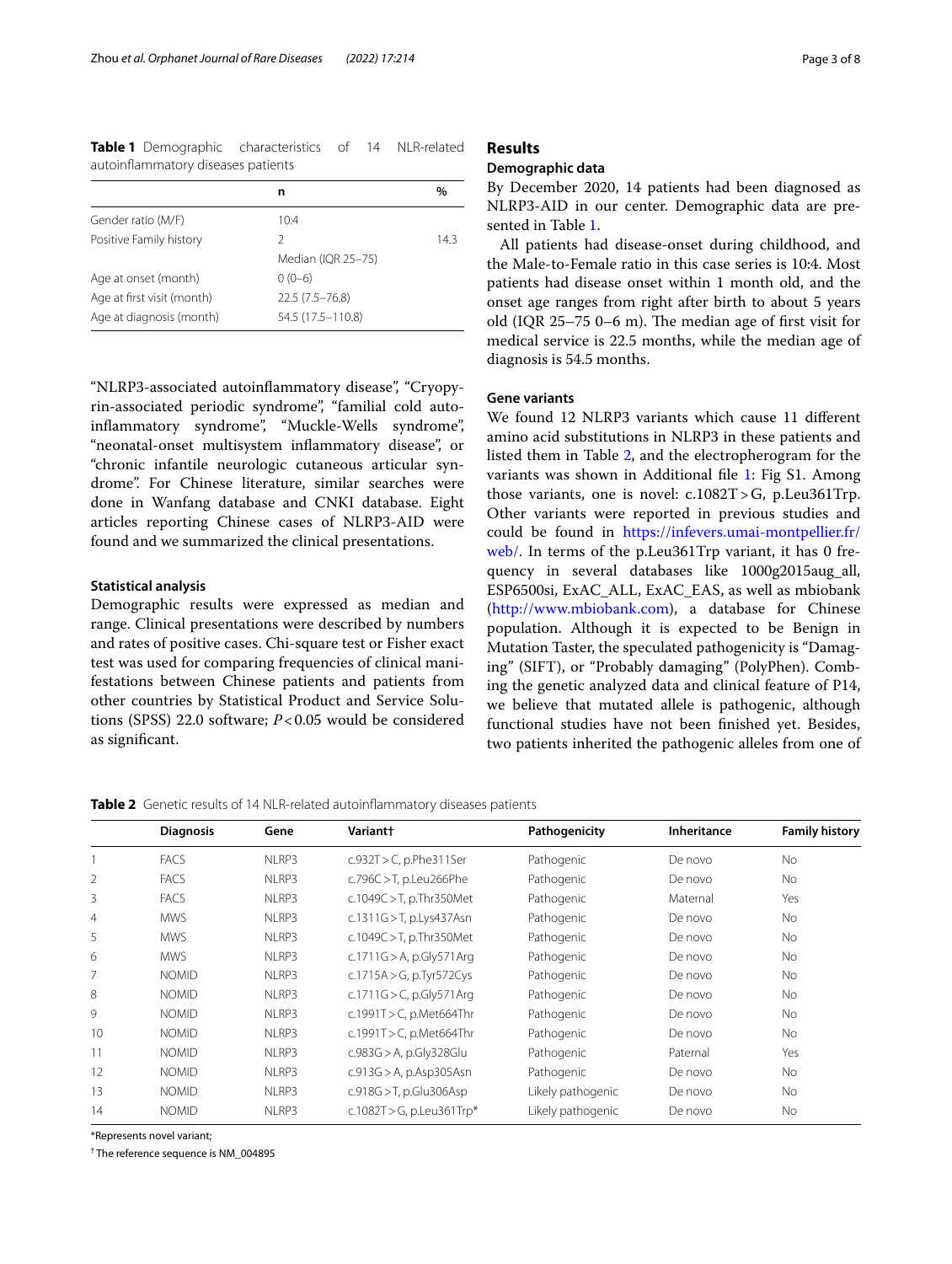**Table 1** Demographic characteristics of 14 NLR-related autoinflammatory diseases patients

| | n | % |
|---|---|---|
| Gender ratio (M/F) | 10:4 | |
| Positive Family history | 2 | 14.3 |
| | Median (IQR 25–75) | |
| Age at onset (month) | 0 (0–6) | |
| Age at first visit (month) | 22.5 (7.5–76.8) | |
| Age at diagnosis (month) | 54.5 (17.5–110.8) | |

"NLRP3-associated autoinflammatory disease", "Cryopyrin-associated periodic syndrome", "familial cold autoinflammatory syndrome", "Muckle-Wells syndrome", "neonatal-onset multisystem inflammatory disease", or "chronic infantile neurologic cutaneous articular syndrome". For Chinese literature, similar searches were done in Wanfang database and CNKI database. Eight articles reporting Chinese cases of NLRP3-AID were found and we summarized the clinical presentations.

### Statistical analysis

Demographic results were expressed as median and range. Clinical presentations were described by numbers and rates of positive cases. Chi-square test or Fisher exact test was used for comparing frequencies of clinical manifestations between Chinese patients and patients from other countries by Statistical Product and Service Solutions (SPSS) 22.0 software; $P<0.05$ would be considered as significant.

## Results

### Demographic data

By December 2020, 14 patients had been diagnosed as NLRP3-AID in our center. Demographic data are presented in Table 1.

All patients had disease-onset during childhood, and the Male-to-Female ratio in this case series is 10:4. Most patients had disease onset within 1 month old, and the onset age ranges from right after birth to about 5 years old (IQR 25–75 0–6 m). The median age of first visit for medical service is 22.5 months, while the median age of diagnosis is 54.5 months.

### Gene variants

We found 12 NLRP3 variants which cause 11 different amino acid substitutions in NLRP3 in these patients and listed them in Table 2, and the electropherogram for the variants was shown in Additional file 1: Fig S1. Among those variants, one is novel: c.1082T > G, p.Leu361Trp. Other variants were reported in previous studies and could be found in https://infevers.umai-montpellier.fr/web/. In terms of the p.Leu361Trp variant, it has 0 frequency in several databases like 1000g2015aug_all, ESP6500si, ExAC_ALL, ExAC_EAS, as well as mbiobank (http://www.mbiobank.com), a database for Chinese population. Although it is expected to be Benign in Mutation Taster, the speculated pathogenicity is "Damaging" (SIFT), or "Probably damaging" (PolyPhen). Combing the genetic analyzed data and clinical feature of P14, we believe that mutated allele is pathogenic, although functional studies have not been finished yet. Besides, two patients inherited the pathogenic alleles from one of

**Table 2** Genetic results of 14 NLR-related autoinflammatory diseases patients

| | Diagnosis | Gene | Variant† | Pathogenicity | Inheritance | Family history |
|---|---|---|---|---|---|---|
| 1 | FACS | NLRP3 | c.932T > C, p.Phe311Ser | Pathogenic | De novo | No |
| 2 | FACS | NLRP3 | c.796C > T, p.Leu266Phe | Pathogenic | De novo | No |
| 3 | FACS | NLRP3 | c.1049C > T, p.Thr350Met | Pathogenic | Maternal | Yes |
| 4 | MWS | NLRP3 | c.1311G > T, p.Lys437Asn | Pathogenic | De novo | No |
| 5 | MWS | NLRP3 | c.1049C > T, p.Thr350Met | Pathogenic | De novo | No |
| 6 | MWS | NLRP3 | c.1711G > A, p.Gly571Arg | Pathogenic | De novo | No |
| 7 | NOMID | NLRP3 | c.1715A > G, p.Tyr572Cys | Pathogenic | De novo | No |
| 8 | NOMID | NLRP3 | c.1711G > C, p.Gly571Arg | Pathogenic | De novo | No |
| 9 | NOMID | NLRP3 | c.1991T > C, p.Met664Thr | Pathogenic | De novo | No |
| 10 | NOMID | NLRP3 | c.1991T > C, p.Met664Thr | Pathogenic | De novo | No |
| 11 | NOMID | NLRP3 | c.983G > A, p.Gly328Glu | Pathogenic | Paternal | Yes |
| 12 | NOMID | NLRP3 | c.913G > A, p.Asp305Asn | Pathogenic | De novo | No |
| 13 | NOMID | NLRP3 | c.918G > T, p.Glu306Asp | Likely pathogenic | De novo | No |
| 14 | NOMID | NLRP3 | c.1082T > G, p.Leu361Trp* | Likely pathogenic | De novo | No |

*Represents novel variant;

† The reference sequence is NM_004895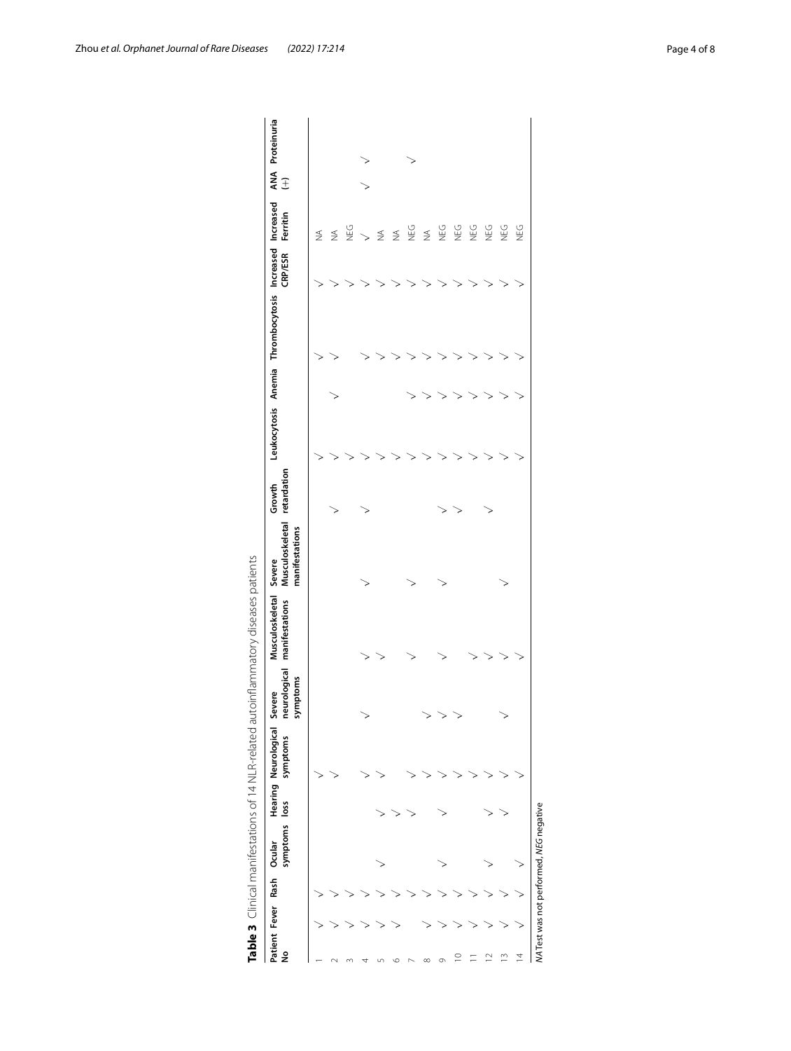**Table 3** Clinical manifestations of 14 NLR-related autoinflammatory diseases patients

| Patient No | Fever | Rash | Ocular symptoms | Hearing loss | Neurological symptoms | Severe neurological symptoms | Musculoskeletal manifestations | Severe Musculoskeletal manifestations | Growth retardation | Leukocytosis | Anemia | Thrombocytosis | Increased CRP/ESR | Increased Ferritin | ANA (+) | Proteinuria |
|---|---|---|---|---|---|---|---|---|---|---|---|---|---|---|---|---|
| 1 | √ | √ | | | √ | | | | | √ | | √ | √ | NA | | |
| 2 | √ | √ | | | √ | | | | √ | √ | √ | √ | √ | NA | | |
| 3 | √ | √ | | | | | | | | √ | | | √ | NEG | | |
| 4 | √ | √ | | | √ | √ | √ | √ | √ | √ | | √ | √ | √ | √ | √ |
| 5 | √ | √ | √ | √ | √ | | √ | | | √ | | √ | √ | NA | | |
| 6 | √ | √ | | √ | | | | | | √ | | √ | √ | NA | | |
| 7 | | √ | | √ | √ | | √ | √ | | √ | √ | √ | √ | NEG | | √ |
| 8 | √ | √ | | | √ | √ | | | | √ | √ | √ | √ | NA | | |
| 9 | √ | √ | √ | √ | √ | √ | √ | √ | √ | √ | √ | √ | √ | NEG | | |
| 10 | √ | √ | | | √ | √ | | | √ | √ | √ | √ | √ | NEG | | |
| 11 | √ | √ | | | √ | | √ | | | √ | √ | √ | √ | NEG | | |
| 12 | √ | √ | √ | √ | √ | | √ | | √ | √ | √ | √ | √ | NEG | | |
| 13 | √ | √ | | √ | √ | √ | √ | √ | | √ | √ | √ | √ | NEG | | |
| 14 | √ | √ | √ | | √ | | √ | | | √ | √ | √ | √ | NEG | | |

*NA* Test was not performed, *NEG* negative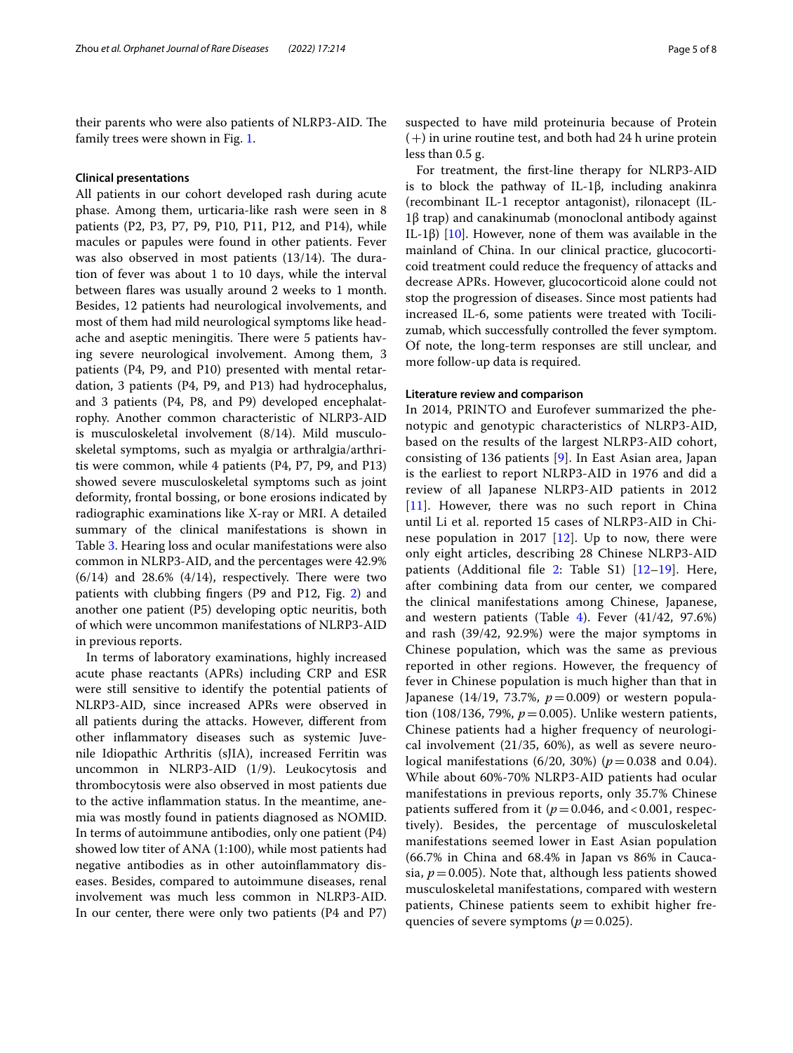their parents who were also patients of NLRP3-AID. The family trees were shown in Fig. 1.

### Clinical presentations

All patients in our cohort developed rash during acute phase. Among them, urticaria-like rash were seen in 8 patients (P2, P3, P7, P9, P10, P11, P12, and P14), while macules or papules were found in other patients. Fever was also observed in most patients (13/14). The duration of fever was about 1 to 10 days, while the interval between flares was usually around 2 weeks to 1 month. Besides, 12 patients had neurological involvements, and most of them had mild neurological symptoms like headache and aseptic meningitis. There were 5 patients having severe neurological involvement. Among them, 3 patients (P4, P9, and P10) presented with mental retardation, 3 patients (P4, P9, and P13) had hydrocephalus, and 3 patients (P4, P8, and P9) developed encephalatrophy. Another common characteristic of NLRP3-AID is musculoskeletal involvement (8/14). Mild musculoskeletal symptoms, such as myalgia or arthralgia/arthritis were common, while 4 patients (P4, P7, P9, and P13) showed severe musculoskeletal symptoms such as joint deformity, frontal bossing, or bone erosions indicated by radiographic examinations like X-ray or MRI. A detailed summary of the clinical manifestations is shown in Table 3. Hearing loss and ocular manifestations were also common in NLRP3-AID, and the percentages were 42.9% (6/14) and 28.6% (4/14), respectively. There were two patients with clubbing fingers (P9 and P12, Fig. 2) and another one patient (P5) developing optic neuritis, both of which were uncommon manifestations of NLRP3-AID in previous reports.

In terms of laboratory examinations, highly increased acute phase reactants (APRs) including CRP and ESR were still sensitive to identify the potential patients of NLRP3-AID, since increased APRs were observed in all patients during the attacks. However, different from other inflammatory diseases such as systemic Juvenile Idiopathic Arthritis (sJIA), increased Ferritin was uncommon in NLRP3-AID (1/9). Leukocytosis and thrombocytosis were also observed in most patients due to the active inflammation status. In the meantime, anemia was mostly found in patients diagnosed as NOMID. In terms of autoimmune antibodies, only one patient (P4) showed low titer of ANA (1:100), while most patients had negative antibodies as in other autoinflammatory diseases. Besides, compared to autoimmune diseases, renal involvement was much less common in NLRP3-AID. In our center, there were only two patients (P4 and P7) suspected to have mild proteinuria because of Protein (+) in urine routine test, and both had 24 h urine protein less than 0.5 g.

For treatment, the first-line therapy for NLRP3-AID is to block the pathway of IL-1β, including anakinra (recombinant IL-1 receptor antagonist), rilonacept (IL-1β trap) and canakinumab (monoclonal antibody against IL-1β) [10]. However, none of them was available in the mainland of China. In our clinical practice, glucocorticoid treatment could reduce the frequency of attacks and decrease APRs. However, glucocorticoid alone could not stop the progression of diseases. Since most patients had increased IL-6, some patients were treated with Tocilizumab, which successfully controlled the fever symptom. Of note, the long-term responses are still unclear, and more follow-up data is required.

### Literature review and comparison

In 2014, PRINTO and Eurofever summarized the phenotypic and genotypic characteristics of NLRP3-AID, based on the results of the largest NLRP3-AID cohort, consisting of 136 patients [9]. In East Asian area, Japan is the earliest to report NLRP3-AID in 1976 and did a review of all Japanese NLRP3-AID patients in 2012 [11]. However, there was no such report in China until Li et al. reported 15 cases of NLRP3-AID in Chinese population in 2017 [12]. Up to now, there were only eight articles, describing 28 Chinese NLRP3-AID patients (Additional file 2: Table S1) [12–19]. Here, after combining data from our center, we compared the clinical manifestations among Chinese, Japanese, and western patients (Table 4). Fever (41/42, 97.6%) and rash (39/42, 92.9%) were the major symptoms in Chinese population, which was the same as previous reported in other regions. However, the frequency of fever in Chinese population is much higher than that in Japanese (14/19, 73.7%, $p=0.009$) or western population (108/136, 79%, $p=0.005$). Unlike western patients, Chinese patients had a higher frequency of neurological involvement (21/35, 60%), as well as severe neurological manifestations (6/20, 30%) ($p=0.038$ and 0.04). While about 60%-70% NLRP3-AID patients had ocular manifestations in previous reports, only 35.7% Chinese patients suffered from it ($p=0.046$, and $<0.001$, respectively). Besides, the percentage of musculoskeletal manifestations seemed lower in East Asian population (66.7% in China and 68.4% in Japan vs 86% in Caucasia, $p=0.005$). Note that, although less patients showed musculoskeletal manifestations, compared with western patients, Chinese patients seem to exhibit higher frequencies of severe symptoms ($p=0.025$).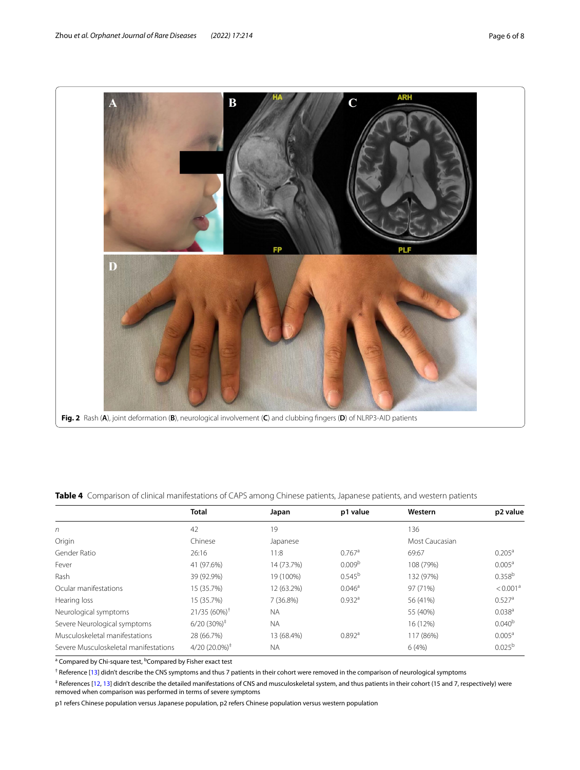Fig. 2 Rash (**A**), joint deformation (**B**), neurological involvement (**C**) and clubbing fingers (**D**) of NLRP3-AID patients

**Table 4** Comparison of clinical manifestations of CAPS among Chinese patients, Japanese patients, and western patients

| | Total | Japan | p1 value | Western | p2 value |
|---|---|---|---|---|---|
| *n* | 42 | 19 | | 136 | |
| Origin | Chinese | Japanese | | Most Caucasian | |
| Gender Ratio | 26:16 | 11:8 | 0.767[a] | 69:67 | 0.205[a] |
| Fever | 41 (97.6%) | 14 (73.7%) | 0.009[b] | 108 (79%) | 0.005[a] |
| Rash | 39 (92.9%) | 19 (100%) | 0.545[b] | 132 (97%) | 0.358[b] |
| Ocular manifestations | 15 (35.7%) | 12 (63.2%) | 0.046[a] | 97 (71%) | < 0.001[a] |
| Hearing loss | 15 (35.7%) | 7 (36.8%) | 0.932[a] | 56 (41%) | 0.527[a] |
| Neurological symptoms | 21/35 (60%)[†] | NA | | 55 (40%) | 0.038[a] |
| Severe Neurological symptoms | 6/20 (30%)[‡] | NA | | 16 (12%) | 0.040[b] |
| Musculoskeletal manifestations | 28 (66.7%) | 13 (68.4%) | 0.892[a] | 117 (86%) | 0.005[a] |
| Severe Musculoskeletal manifestations | 4/20 (20.0%)[‡] | NA | | 6 (4%) | 0.025[b] |

[a] Compared by Chi-square test, [b] Compared by Fisher exact test

[†] Reference [13] didn't describe the CNS symptoms and thus 7 patients in their cohort were removed in the comparison of neurological symptoms

[‡] References [12, 13] didn't describe the detailed manifestations of CNS and musculoskeletal system, and thus patients in their cohort (15 and 7, respectively) were removed when comparison was performed in terms of severe symptoms

p1 refers Chinese population versus Japanese population, p2 refers Chinese population versus western population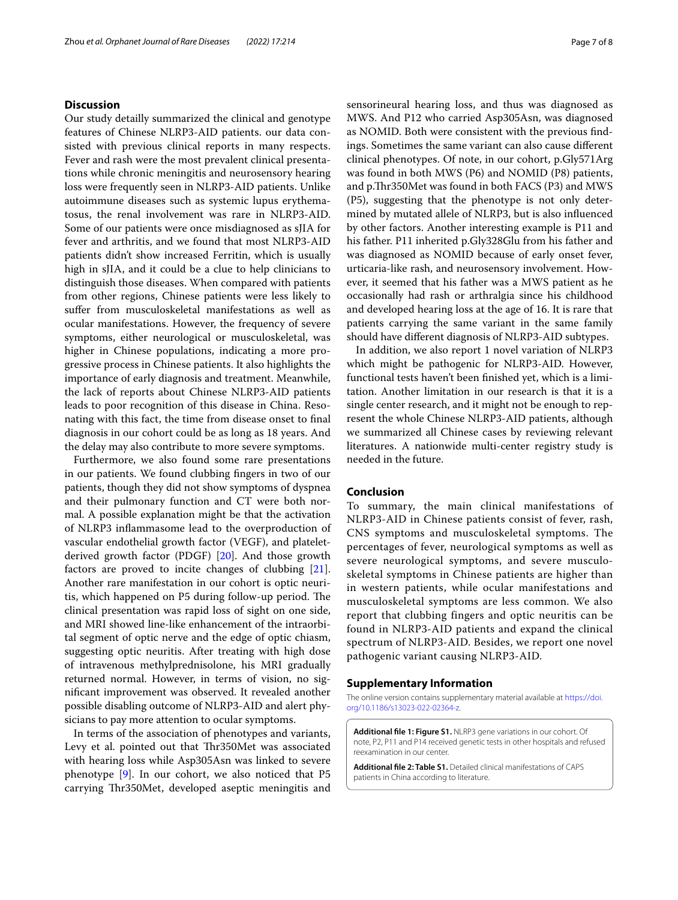## Discussion

Our study detailly summarized the clinical and genotype features of Chinese NLRP3-AID patients. our data consisted with previous clinical reports in many respects. Fever and rash were the most prevalent clinical presentations while chronic meningitis and neurosensory hearing loss were frequently seen in NLRP3-AID patients. Unlike autoimmune diseases such as systemic lupus erythematosus, the renal involvement was rare in NLRP3-AID. Some of our patients were once misdiagnosed as sJIA for fever and arthritis, and we found that most NLRP3-AID patients didn't show increased Ferritin, which is usually high in sJIA, and it could be a clue to help clinicians to distinguish those diseases. When compared with patients from other regions, Chinese patients were less likely to suffer from musculoskeletal manifestations as well as ocular manifestations. However, the frequency of severe symptoms, either neurological or musculoskeletal, was higher in Chinese populations, indicating a more progressive process in Chinese patients. It also highlights the importance of early diagnosis and treatment. Meanwhile, the lack of reports about Chinese NLRP3-AID patients leads to poor recognition of this disease in China. Resonating with this fact, the time from disease onset to final diagnosis in our cohort could be as long as 18 years. And the delay may also contribute to more severe symptoms.

Furthermore, we also found some rare presentations in our patients. We found clubbing fingers in two of our patients, though they did not show symptoms of dyspnea and their pulmonary function and CT were both normal. A possible explanation might be that the activation of NLRP3 inflammasome lead to the overproduction of vascular endothelial growth factor (VEGF), and platelet-derived growth factor (PDGF) [20]. And those growth factors are proved to incite changes of clubbing [21]. Another rare manifestation in our cohort is optic neuritis, which happened on P5 during follow-up period. The clinical presentation was rapid loss of sight on one side, and MRI showed line-like enhancement of the intraorbital segment of optic nerve and the edge of optic chiasm, suggesting optic neuritis. After treating with high dose of intravenous methylprednisolone, his MRI gradually returned normal. However, in terms of vision, no significant improvement was observed. It revealed another possible disabling outcome of NLRP3-AID and alert physicians to pay more attention to ocular symptoms.

In terms of the association of phenotypes and variants, Levy et al. pointed out that Thr350Met was associated with hearing loss while Asp305Asn was linked to severe phenotype [9]. In our cohort, we also noticed that P5 carrying Thr350Met, developed aseptic meningitis and sensorineural hearing loss, and thus was diagnosed as MWS. And P12 who carried Asp305Asn, was diagnosed as NOMID. Both were consistent with the previous findings. Sometimes the same variant can also cause different clinical phenotypes. Of note, in our cohort, p.Gly571Arg was found in both MWS (P6) and NOMID (P8) patients, and p.Thr350Met was found in both FACS (P3) and MWS (P5), suggesting that the phenotype is not only determined by mutated allele of NLRP3, but is also influenced by other factors. Another interesting example is P11 and his father. P11 inherited p.Gly328Glu from his father and was diagnosed as NOMID because of early onset fever, urticaria-like rash, and neurosensory involvement. However, it seemed that his father was a MWS patient as he occasionally had rash or arthralgia since his childhood and developed hearing loss at the age of 16. It is rare that patients carrying the same variant in the same family should have different diagnosis of NLRP3-AID subtypes.

In addition, we also report 1 novel variation of NLRP3 which might be pathogenic for NLRP3-AID. However, functional tests haven't been finished yet, which is a limitation. Another limitation in our research is that it is a single center research, and it might not be enough to represent the whole Chinese NLRP3-AID patients, although we summarized all Chinese cases by reviewing relevant literatures. A nationwide multi-center registry study is needed in the future.

## Conclusion

To summary, the main clinical manifestations of NLRP3-AID in Chinese patients consist of fever, rash, CNS symptoms and musculoskeletal symptoms. The percentages of fever, neurological symptoms as well as severe neurological symptoms, and severe musculoskeletal symptoms in Chinese patients are higher than in western patients, while ocular manifestations and musculoskeletal symptoms are less common. We also report that clubbing fingers and optic neuritis can be found in NLRP3-AID patients and expand the clinical spectrum of NLRP3-AID. Besides, we report one novel pathogenic variant causing NLRP3-AID.

## Supplementary Information

The online version contains supplementary material available at https://doi.org/10.1186/s13023-022-02364-z.

**Additional file 1: Figure S1.** NLRP3 gene variations in our cohort. Of note, P2, P11 and P14 received genetic tests in other hospitals and refused reexamination in our center.

**Additional file 2: Table S1.** Detailed clinical manifestations of CAPS patients in China according to literature.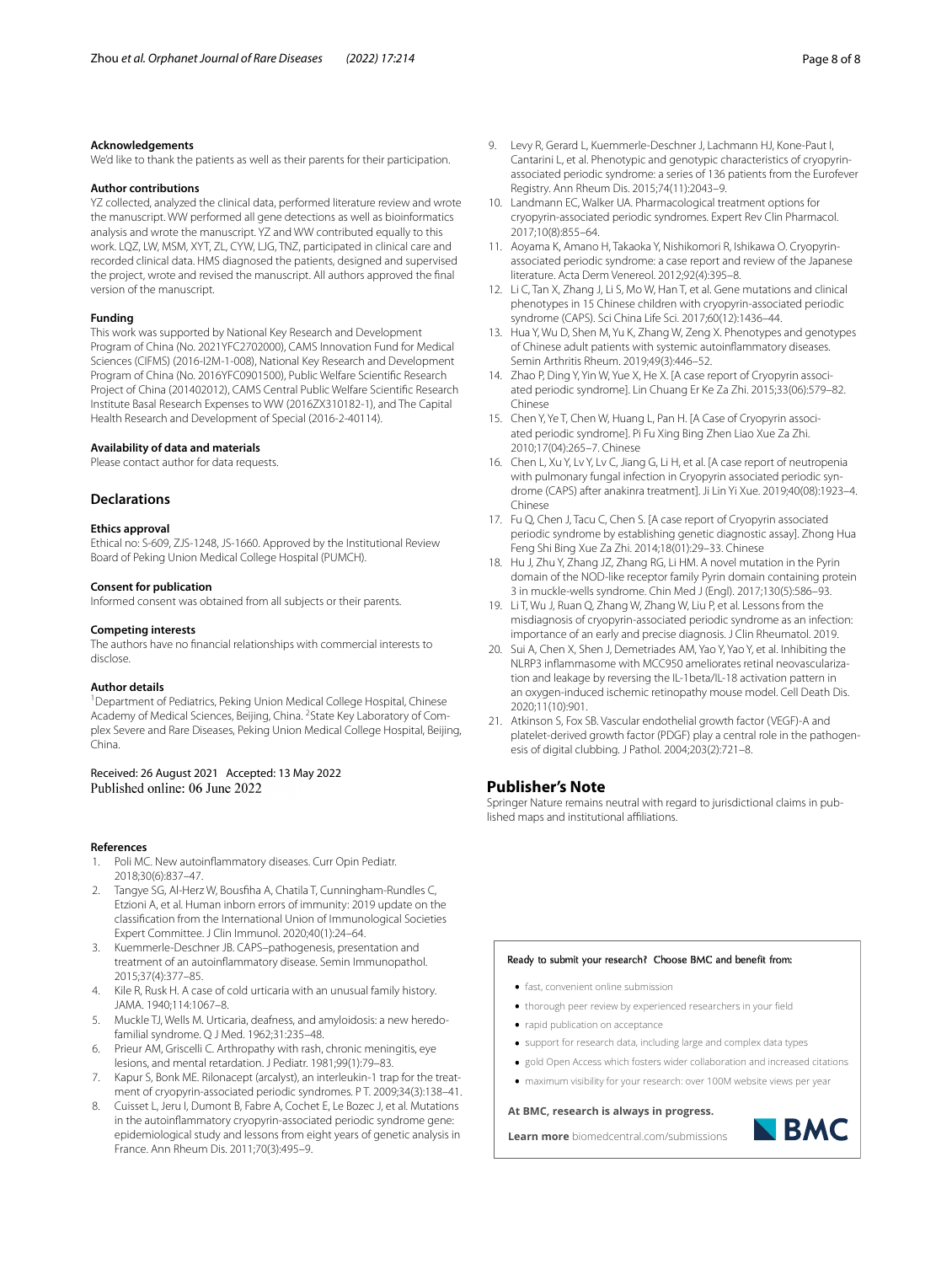#### Acknowledgements

We'd like to thank the patients as well as their parents for their participation.

#### Author contributions

YZ collected, analyzed the clinical data, performed literature review and wrote the manuscript. WW performed all gene detections as well as bioinformatics analysis and wrote the manuscript. YZ and WW contributed equally to this work. LQZ, LW, MSM, XYT, ZL, CYW, LJG, TNZ, participated in clinical care and recorded clinical data. HMS diagnosed the patients, designed and supervised the project, wrote and revised the manuscript. All authors approved the final version of the manuscript.

#### Funding

This work was supported by National Key Research and Development Program of China (No. 2021YFC2702000), CAMS Innovation Fund for Medical Sciences (CIFMS) (2016-I2M-1-008), National Key Research and Development Program of China (No. 2016YFC0901500), Public Welfare Scientific Research Project of China (201402012), CAMS Central Public Welfare Scientific Research Institute Basal Research Expenses to WW (2016ZX310182-1), and The Capital Health Research and Development of Special (2016-2-40114).

#### Availability of data and materials

Please contact author for data requests.

## Declarations

#### Ethics approval

Ethical no: S-609, ZJS-1248, JS-1660. Approved by the Institutional Review Board of Peking Union Medical College Hospital (PUMCH).

#### Consent for publication

Informed consent was obtained from all subjects or their parents.

#### Competing interests

The authors have no financial relationships with commercial interests to disclose.

#### Author details

[1]Department of Pediatrics, Peking Union Medical College Hospital, Chinese Academy of Medical Sciences, Beijing, China. [2]State Key Laboratory of Complex Severe and Rare Diseases, Peking Union Medical College Hospital, Beijing, China.

Received: 26 August 2021 Accepted: 13 May 2022
Published online: 06 June 2022

#### References

1. Poli MC. New autoinflammatory diseases. Curr Opin Pediatr. 2018;30(6):837–47.
2. Tangye SG, Al-Herz W, Bousfiha A, Chatila T, Cunningham-Rundles C, Etzioni A, et al. Human inborn errors of immunity: 2019 update on the classification from the International Union of Immunological Societies Expert Committee. J Clin Immunol. 2020;40(1):24–64.
3. Kuemmerle-Deschner JB. CAPS–pathogenesis, presentation and treatment of an autoinflammatory disease. Semin Immunopathol. 2015;37(4):377–85.
4. Kile R, Rusk H. A case of cold urticaria with an unusual family history. JAMA. 1940;114:1067–8.
5. Muckle TJ, Wells M. Urticaria, deafness, and amyloidosis: a new heredo-familial syndrome. Q J Med. 1962;31:235–48.
6. Prieur AM, Griscelli C. Arthropathy with rash, chronic meningitis, eye lesions, and mental retardation. J Pediatr. 1981;99(1):79–83.
7. Kapur S, Bonk ME. Rilonacept (arcalyst), an interleukin-1 trap for the treatment of cryopyrin-associated periodic syndromes. P T. 2009;34(3):138–41.
8. Cuisset L, Jeru I, Dumont B, Fabre A, Cochet E, Le Bozec J, et al. Mutations in the autoinflammatory cryopyrin-associated periodic syndrome gene: epidemiological study and lessons from eight years of genetic analysis in France. Ann Rheum Dis. 2011;70(3):495–9.
9. Levy R, Gerard L, Kuemmerle-Deschner J, Lachmann HJ, Kone-Paut I, Cantarini L, et al. Phenotypic and genotypic characteristics of cryopyrin-associated periodic syndrome: a series of 136 patients from the Eurofever Registry. Ann Rheum Dis. 2015;74(11):2043–9.
10. Landmann EC, Walker UA. Pharmacological treatment options for cryopyrin-associated periodic syndromes. Expert Rev Clin Pharmacol. 2017;10(8):855–64.
11. Aoyama K, Amano H, Takaoka Y, Nishikomori R, Ishikawa O. Cryopyrin-associated periodic syndrome: a case report and review of the Japanese literature. Acta Derm Venereol. 2012;92(4):395–8.
12. Li C, Tan X, Zhang J, Li S, Mo W, Han T, et al. Gene mutations and clinical phenotypes in 15 Chinese children with cryopyrin-associated periodic syndrome (CAPS). Sci China Life Sci. 2017;60(12):1436–44.
13. Hua Y, Wu D, Shen M, Yu K, Zhang W, Zeng X. Phenotypes and genotypes of Chinese adult patients with systemic autoinflammatory diseases. Semin Arthritis Rheum. 2019;49(3):446–52.
14. Zhao P, Ding Y, Yin W, Yue X, He X. [A case report of Cryopyrin associated periodic syndrome]. Lin Chuang Er Ke Za Zhi. 2015;33(06):579–82. Chinese
15. Chen Y, Ye T, Chen W, Huang L, Pan H. [A Case of Cryopyrin associated periodic syndrome]. Pi Fu Xing Bing Zhen Liao Xue Za Zhi. 2010;17(04):265–7. Chinese
16. Chen L, Xu Y, Lv Y, Lv C, Jiang G, Li H, et al. [A case report of neutropenia with pulmonary fungal infection in Cryopyrin associated periodic syndrome (CAPS) after anakinra treatment]. Ji Lin Yi Xue. 2019;40(08):1923–4. Chinese
17. Fu Q, Chen J, Tacu C, Chen S. [A case report of Cryopyrin associated periodic syndrome by establishing genetic diagnostic assay]. Zhong Hua Feng Shi Bing Xue Za Zhi. 2014;18(01):29–33. Chinese
18. Hu J, Zhu Y, Zhang JZ, Zhang RG, Li HM. A novel mutation in the Pyrin domain of the NOD-like receptor family Pyrin domain containing protein 3 in muckle-wells syndrome. Chin Med J (Engl). 2017;130(5):586–93.
19. Li T, Wu J, Ruan Q, Zhang W, Zhang W, Liu P, et al. Lessons from the misdiagnosis of cryopyrin-associated periodic syndrome as an infection: importance of an early and precise diagnosis. J Clin Rheumatol. 2019.
20. Sui A, Chen X, Shen J, Demetriades AM, Yao Y, Yao Y, et al. Inhibiting the NLRP3 inflammasome with MCC950 ameliorates retinal neovascularization and leakage by reversing the IL-1beta/IL-18 activation pattern in an oxygen-induced ischemic retinopathy mouse model. Cell Death Dis. 2020;11(10):901.
21. Atkinson S, Fox SB. Vascular endothelial growth factor (VEGF)-A and platelet-derived growth factor (PDGF) play a central role in the pathogenesis of digital clubbing. J Pathol. 2004;203(2):721–8.

## Publisher's Note

Springer Nature remains neutral with regard to jurisdictional claims in published maps and institutional affiliations.

Ready to submit your research? Choose BMC and benefit from:

- fast, convenient online submission
- thorough peer review by experienced researchers in your field
- rapid publication on acceptance
- support for research data, including large and complex data types
- gold Open Access which fosters wider collaboration and increased citations
- maximum visibility for your research: over 100M website views per year

**At BMC, research is always in progress.**

**Learn more** biomedcentral.com/submissions